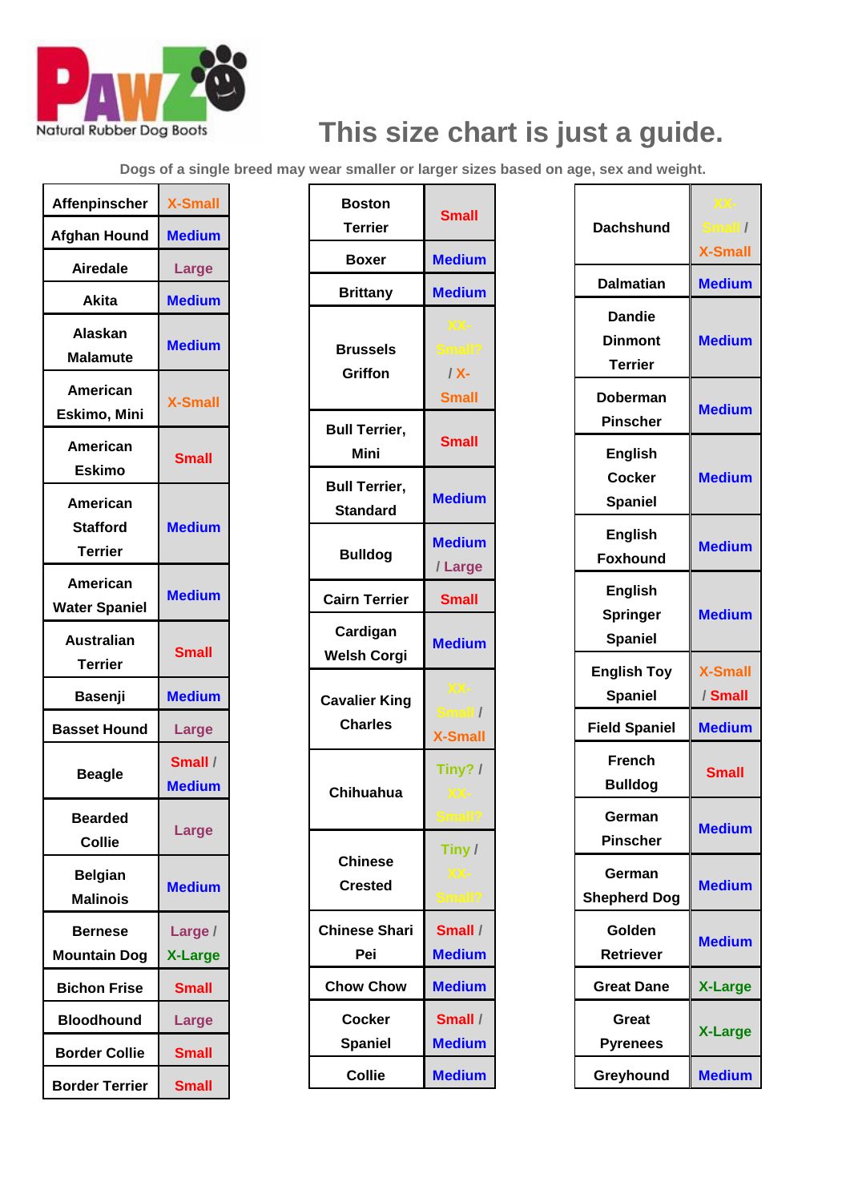PAWZ Natural Rubber Dog Boots

# This size chart is just a guide.

Dogs of a single breed may wear smaller or larger sizes based on age, sex and weight.

| Breed | Size |
|---|---|
| Affenpinscher | X-Small |
| Afghan Hound | Medium |
| Airedale | Large |
| Akita | Medium |
| Alaskan Malamute | Medium |
| American Eskimo, Mini | X-Small |
| American Eskimo | Small |
| American Stafford Terrier | Medium |
| American Water Spaniel | Medium |
| Australian Terrier | Small |
| Basenji | Medium |
| Basset Hound | Large |
| Beagle | Small / Medium |
| Bearded Collie | Large |
| Belgian Malinois | Medium |
| Bernese Mountain Dog | Large / X-Large |
| Bichon Frise | Small |
| Bloodhound | Large |
| Border Collie | Small |
| Border Terrier | Small |
| Boston Terrier | Small |
| Boxer | Medium |
| Brittany | Medium |
| Brussels Griffon | XX-Small? / X-Small |
| Bull Terrier, Mini | Small |
| Bull Terrier, Standard | Medium |
| Bulldog | Medium / Large |
| Cairn Terrier | Small |
| Cardigan Welsh Corgi | Medium |
| Cavalier King Charles | XX-Small / X-Small |
| Chihuahua | Tiny? / XX-Small? |
| Chinese Crested | Tiny / XX-Small? |
| Chinese Shari Pei | Small / Medium |
| Chow Chow | Medium |
| Cocker Spaniel | Small / Medium |
| Collie | Medium |
| Dachshund | XX-Small / X-Small |
| Dalmatian | Medium |
| Dandie Dinmont Terrier | Medium |
| Doberman Pinscher | Medium |
| English Cocker Spaniel | Medium |
| English Foxhound | Medium |
| English Springer Spaniel | Medium |
| English Toy Spaniel | X-Small / Small |
| Field Spaniel | Medium |
| French Bulldog | Small |
| German Pinscher | Medium |
| German Shepherd Dog | Medium |
| Golden Retriever | Medium |
| Great Dane | X-Large |
| Great Pyrenees | X-Large |
| Greyhound | Medium |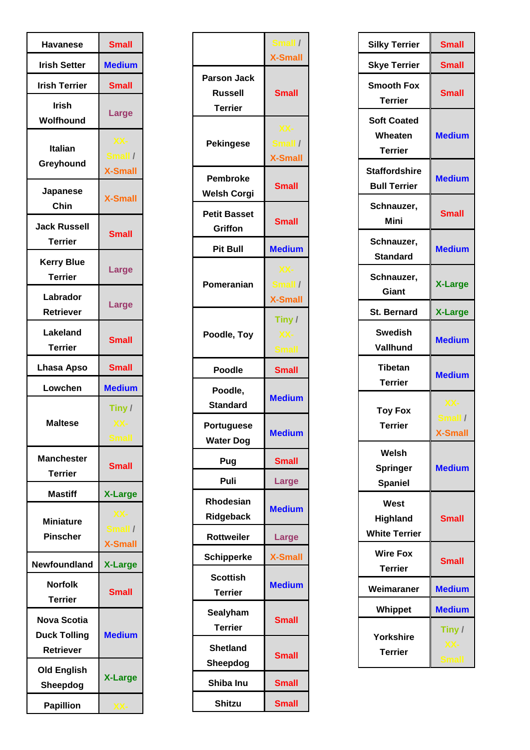| | |
|---|---|
| Havanese | Small |
| Irish Setter | Medium |
| Irish Terrier | Small |
| Irish Wolfhound | Large |
| Italian Greyhound | XX-Small / X-Small |
| Japanese Chin | X-Small |
| Jack Russell Terrier | Small |
| Kerry Blue Terrier | Large |
| Labrador Retriever | Large |
| Lakeland Terrier | Small |
| Lhasa Apso | Small |
| Lowchen | Medium |
| Maltese | Tiny / XX-Small |
| Manchester Terrier | Small |
| Mastiff | X-Large |
| Miniature Pinscher | XX-Small / X-Small |
| Newfoundland | X-Large |
| Norfolk Terrier | Small |
| Nova Scotia Duck Tolling Retriever | Medium |
| Old English Sheepdog | X-Large |
| Papillion | XX- |

| | |
|---|---|
| | Small / X-Small |
| Parson Jack Russell Terrier | Small |
| Pekingese | XX-Small / X-Small |
| Pembroke Welsh Corgi | Small |
| Petit Basset Griffon | Small |
| Pit Bull | Medium |
| Pomeranian | XX-Small / X-Small |
| Poodle, Toy | Tiny / XX-Small |
| Poodle | Small |
| Poodle, Standard | Medium |
| Portuguese Water Dog | Medium |
| Pug | Small |
| Puli | Large |
| Rhodesian Ridgeback | Medium |
| Rottweiler | Large |
| Schipperke | X-Small |
| Scottish Terrier | Medium |
| Sealyham Terrier | Small |
| Shetland Sheepdog | Small |
| Shiba Inu | Small |
| Shitzu | Small |

| | |
|---|---|
| Silky Terrier | Small |
| Skye Terrier | Small |
| Smooth Fox Terrier | Small |
| Soft Coated Wheaten Terrier | Medium |
| Staffordshire Bull Terrier | Medium |
| Schnauzer, Mini | Small |
| Schnauzer, Standard | Medium |
| Schnauzer, Giant | X-Large |
| St. Bernard | X-Large |
| Swedish Vallhund | Medium |
| Tibetan Terrier | Medium |
| Toy Fox Terrier | XX-Small / X-Small |
| Welsh Springer Spaniel | Medium |
| West Highland White Terrier | Small |
| Wire Fox Terrier | Small |
| Weimaraner | Medium |
| Whippet | Medium |
| Yorkshire Terrier | Tiny / XX-Small |